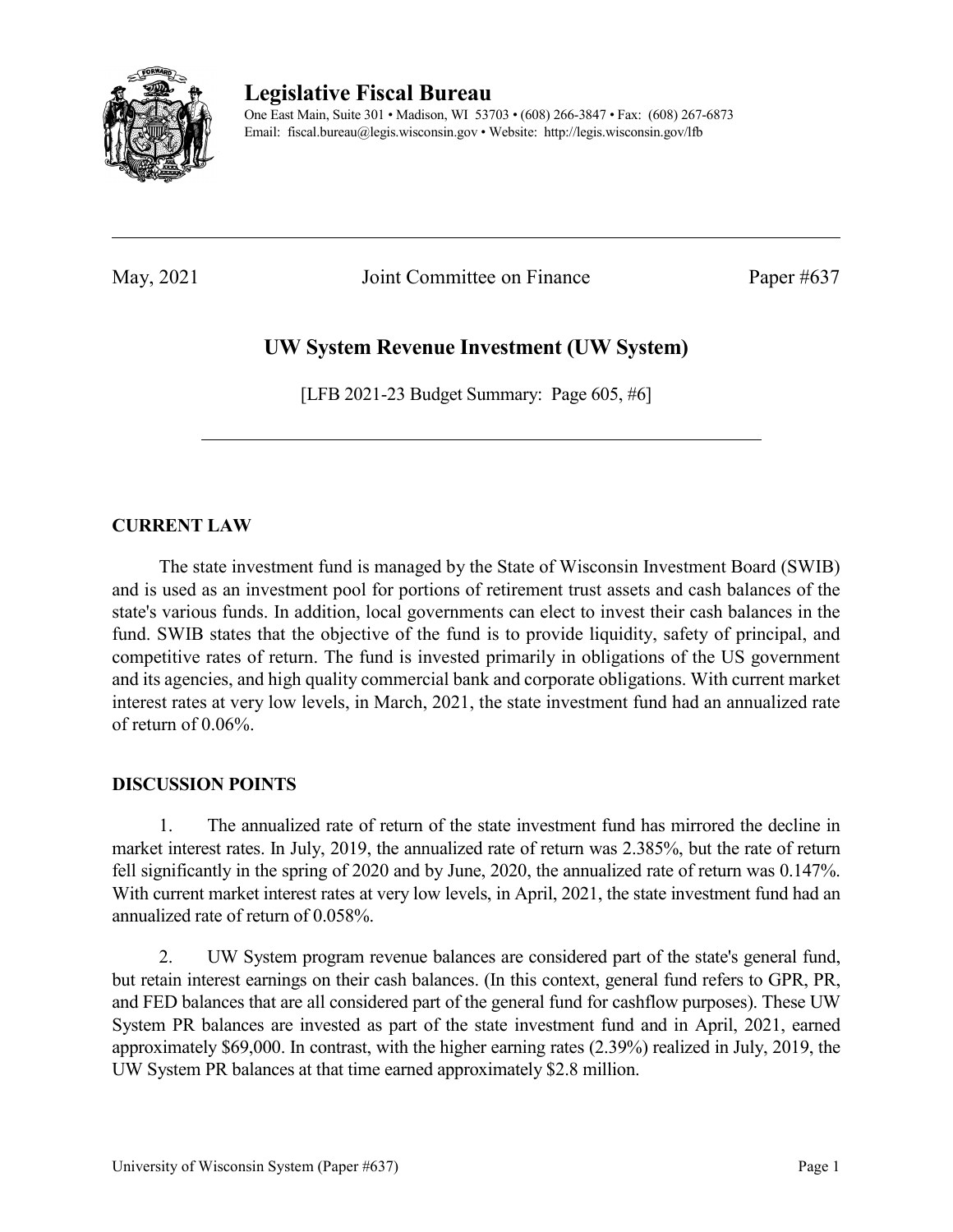# Legislative Fiscal Bureau

One East Main, Suite 301 • Madison, WI 53703 • (608) 266-3847 • Fax: (608) 267-6873
Email: fiscal.bureau@legis.wisconsin.gov • Website: http://legis.wisconsin.gov/lfb

---

May, 2021 Joint Committee on Finance Paper #637

## UW System Revenue Investment (UW System)

[LFB 2021-23 Budget Summary: Page 605, #6]

---

### CURRENT LAW

The state investment fund is managed by the State of Wisconsin Investment Board (SWIB) and is used as an investment pool for portions of retirement trust assets and cash balances of the state's various funds. In addition, local governments can elect to invest their cash balances in the fund. SWIB states that the objective of the fund is to provide liquidity, safety of principal, and competitive rates of return. The fund is invested primarily in obligations of the US government and its agencies, and high quality commercial bank and corporate obligations. With current market interest rates at very low levels, in March, 2021, the state investment fund had an annualized rate of return of 0.06%.

### DISCUSSION POINTS

1. The annualized rate of return of the state investment fund has mirrored the decline in market interest rates. In July, 2019, the annualized rate of return was 2.385%, but the rate of return fell significantly in the spring of 2020 and by June, 2020, the annualized rate of return was 0.147%. With current market interest rates at very low levels, in April, 2021, the state investment fund had an annualized rate of return of 0.058%.

2. UW System program revenue balances are considered part of the state's general fund, but retain interest earnings on their cash balances. (In this context, general fund refers to GPR, PR, and FED balances that are all considered part of the general fund for cashflow purposes). These UW System PR balances are invested as part of the state investment fund and in April, 2021, earned approximately $69,000. In contrast, with the higher earning rates (2.39%) realized in July, 2019, the UW System PR balances at that time earned approximately $2.8 million.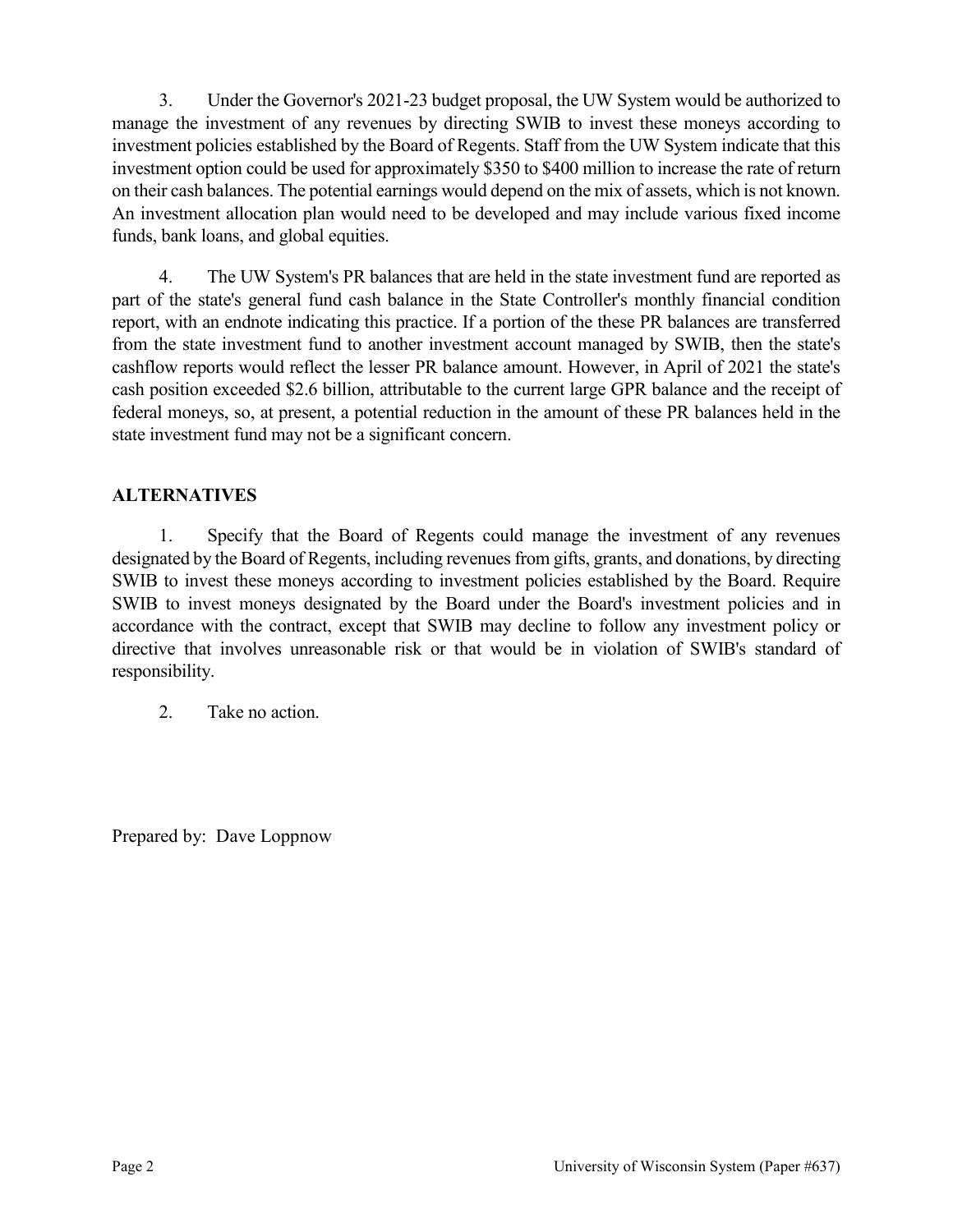3. Under the Governor's 2021-23 budget proposal, the UW System would be authorized to manage the investment of any revenues by directing SWIB to invest these moneys according to investment policies established by the Board of Regents. Staff from the UW System indicate that this investment option could be used for approximately $350 to $400 million to increase the rate of return on their cash balances. The potential earnings would depend on the mix of assets, which is not known. An investment allocation plan would need to be developed and may include various fixed income funds, bank loans, and global equities.

4. The UW System's PR balances that are held in the state investment fund are reported as part of the state's general fund cash balance in the State Controller's monthly financial condition report, with an endnote indicating this practice. If a portion of the these PR balances are transferred from the state investment fund to another investment account managed by SWIB, then the state's cashflow reports would reflect the lesser PR balance amount. However, in April of 2021 the state's cash position exceeded $2.6 billion, attributable to the current large GPR balance and the receipt of federal moneys, so, at present, a potential reduction in the amount of these PR balances held in the state investment fund may not be a significant concern.

## ALTERNATIVES

1. Specify that the Board of Regents could manage the investment of any revenues designated by the Board of Regents, including revenues from gifts, grants, and donations, by directing SWIB to invest these moneys according to investment policies established by the Board. Require SWIB to invest moneys designated by the Board under the Board's investment policies and in accordance with the contract, except that SWIB may decline to follow any investment policy or directive that involves unreasonable risk or that would be in violation of SWIB's standard of responsibility.

2. Take no action.

Prepared by: Dave Loppnow